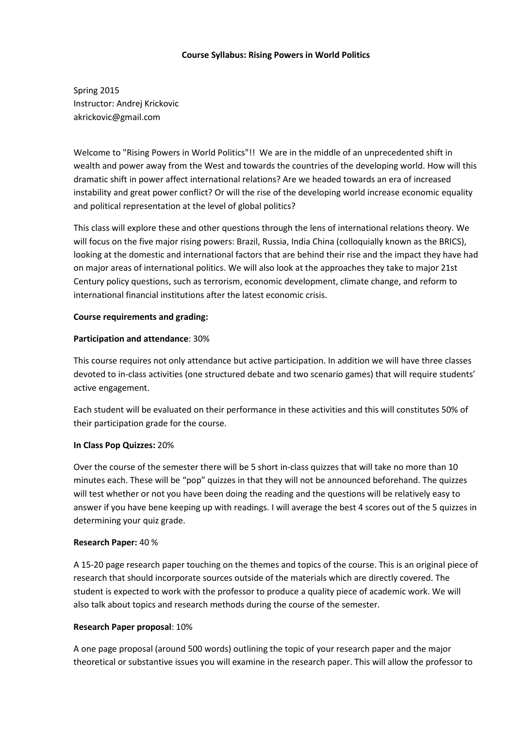**Course Syllabus: Rising Powers in World Politics**

Spring 2015
Instructor: Andrej Krickovic
akrickovic@gmail.com

Welcome to "Rising Powers in World Politics"!! We are in the middle of an unprecedented shift in wealth and power away from the West and towards the countries of the developing world. How will this dramatic shift in power affect international relations? Are we headed towards an era of increased instability and great power conflict? Or will the rise of the developing world increase economic equality and political representation at the level of global politics?

This class will explore these and other questions through the lens of international relations theory. We will focus on the five major rising powers: Brazil, Russia, India China (colloquially known as the BRICS), looking at the domestic and international factors that are behind their rise and the impact they have had on major areas of international politics. We will also look at the approaches they take to major 21st Century policy questions, such as terrorism, economic development, climate change, and reform to international financial institutions after the latest economic crisis.

**Course requirements and grading:**

**Participation and attendance**: 30%

This course requires not only attendance but active participation. In addition we will have three classes devoted to in-class activities (one structured debate and two scenario games) that will require students' active engagement.

Each student will be evaluated on their performance in these activities and this will constitutes 50% of their participation grade for the course.

**In Class Pop Quizzes:** 20%

Over the course of the semester there will be 5 short in-class quizzes that will take no more than 10 minutes each. These will be "pop" quizzes in that they will not be announced beforehand. The quizzes will test whether or not you have been doing the reading and the questions will be relatively easy to answer if you have bene keeping up with readings. I will average the best 4 scores out of the 5 quizzes in determining your quiz grade.

**Research Paper:** 40 %

A 15-20 page research paper touching on the themes and topics of the course. This is an original piece of research that should incorporate sources outside of the materials which are directly covered. The student is expected to work with the professor to produce a quality piece of academic work. We will also talk about topics and research methods during the course of the semester.

**Research Paper proposal**: 10%

A one page proposal (around 500 words) outlining the topic of your research paper and the major theoretical or substantive issues you will examine in the research paper. This will allow the professor to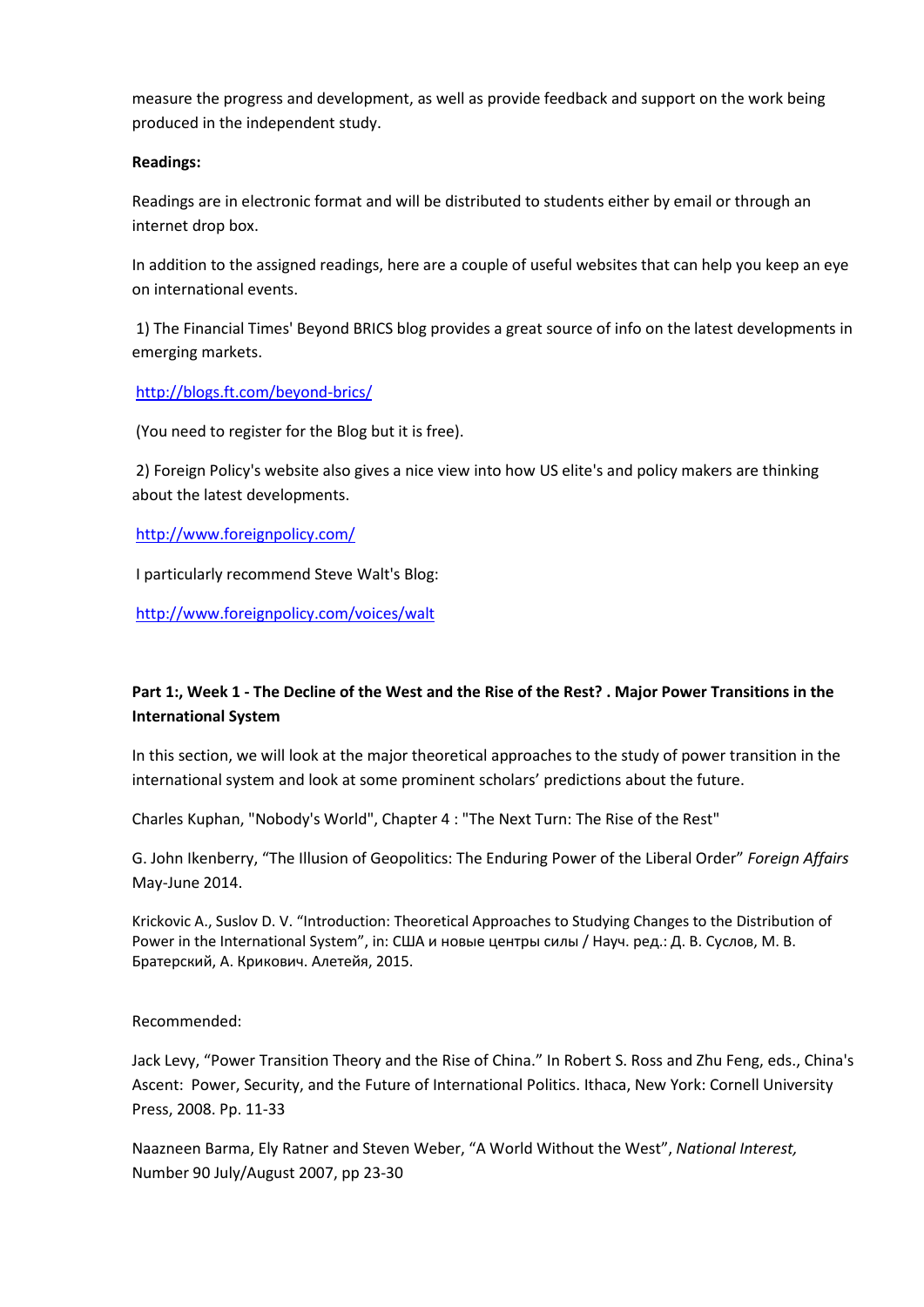measure the progress and development, as well as provide feedback and support on the work being produced in the independent study.

**Readings:**

Readings are in electronic format and will be distributed to students either by email or through an internet drop box.

In addition to the assigned readings, here are a couple of useful websites that can help you keep an eye on international events.

1) The Financial Times' Beyond BRICS blog provides a great source of info on the latest developments in emerging markets.

http://blogs.ft.com/beyond-brics/

(You need to register for the Blog but it is free).

2) Foreign Policy's website also gives a nice view into how US elite's and policy makers are thinking about the latest developments.

http://www.foreignpolicy.com/

I particularly recommend Steve Walt's Blog:

http://www.foreignpolicy.com/voices/walt

**Part 1:, Week 1 - The Decline of the West and the Rise of the Rest? . Major Power Transitions in the International System**

In this section, we will look at the major theoretical approaches to the study of power transition in the international system and look at some prominent scholars' predictions about the future.

Charles Kuphan, "Nobody's World", Chapter 4 : "The Next Turn: The Rise of the Rest"

G. John Ikenberry, "The Illusion of Geopolitics: The Enduring Power of the Liberal Order" *Foreign Affairs* May-June 2014.

Krickovic A., Suslov D. V. "Introduction: Theoretical Approaches to Studying Changes to the Distribution of Power in the International System", in: США и новые центры силы / Науч. ред.: Д. В. Суслов, М. В. Братерский, А. Крикович. Алетейя, 2015.

Recommended:

Jack Levy, "Power Transition Theory and the Rise of China." In Robert S. Ross and Zhu Feng, eds., China's Ascent: Power, Security, and the Future of International Politics. Ithaca, New York: Cornell University Press, 2008. Pp. 11-33

Naazneen Barma, Ely Ratner and Steven Weber, "A World Without the West", *National Interest,* Number 90 July/August 2007, pp 23-30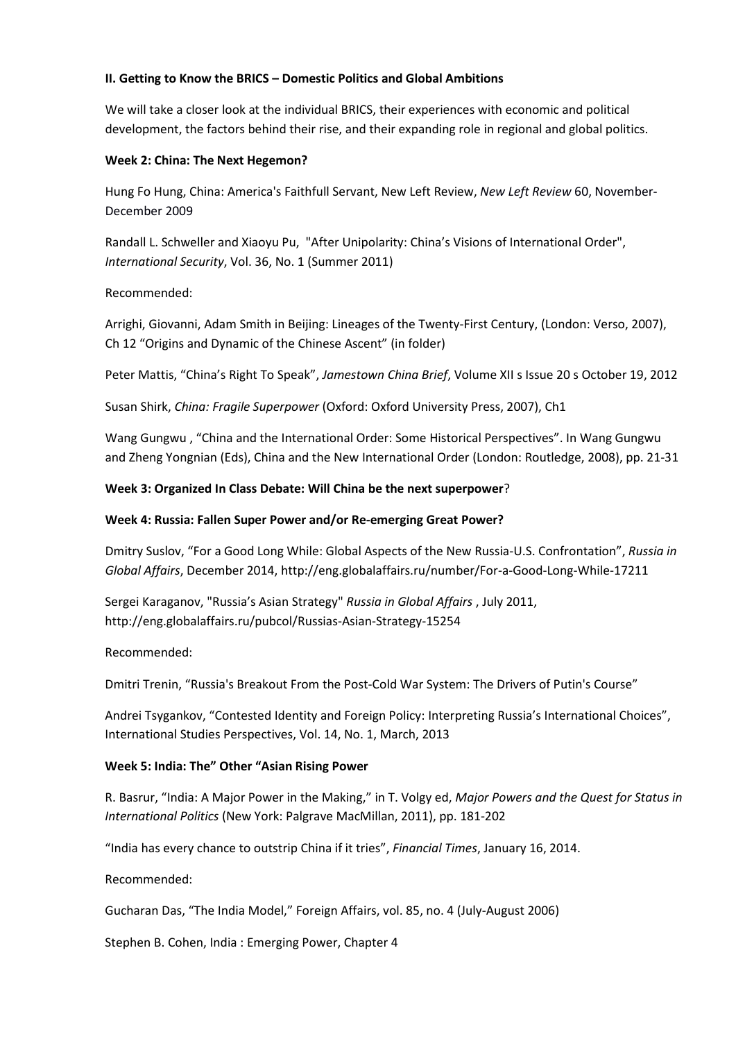**II. Getting to Know the BRICS – Domestic Politics and Global Ambitions**

We will take a closer look at the individual BRICS, their experiences with economic and political development, the factors behind their rise, and their expanding role in regional and global politics.

**Week 2: China: The Next Hegemon?**

Hung Fo Hung, China: America's Faithfull Servant, New Left Review, *New Left Review* 60, November-December 2009

Randall L. Schweller and Xiaoyu Pu, "After Unipolarity: China's Visions of International Order", *International Security*, Vol. 36, No. 1 (Summer 2011)

Recommended:

Arrighi, Giovanni, Adam Smith in Beijing: Lineages of the Twenty-First Century, (London: Verso, 2007), Ch 12 "Origins and Dynamic of the Chinese Ascent" (in folder)

Peter Mattis, "China's Right To Speak", *Jamestown China Brief*, Volume XII s Issue 20 s October 19, 2012

Susan Shirk, *China: Fragile Superpower* (Oxford: Oxford University Press, 2007), Ch1

Wang Gungwu , "China and the International Order: Some Historical Perspectives". In Wang Gungwu and Zheng Yongnian (Eds), China and the New International Order (London: Routledge, 2008), pp. 21-31

**Week 3: Organized In Class Debate: Will China be the next superpower**?

**Week 4: Russia: Fallen Super Power and/or Re-emerging Great Power?**

Dmitry Suslov, "For a Good Long While: Global Aspects of the New Russia-U.S. Confrontation", *Russia in Global Affairs*, December 2014, http://eng.globalaffairs.ru/number/For-a-Good-Long-While-17211

Sergei Karaganov, "Russia's Asian Strategy" *Russia in Global Affairs* , July 2011, http://eng.globalaffairs.ru/pubcol/Russias-Asian-Strategy-15254

Recommended:

Dmitri Trenin, "Russia's Breakout From the Post-Cold War System: The Drivers of Putin's Course"

Andrei Tsygankov, "Contested Identity and Foreign Policy: Interpreting Russia's International Choices", International Studies Perspectives, Vol. 14, No. 1, March, 2013

**Week 5: India: The" Other "Asian Rising Power**

R. Basrur, "India: A Major Power in the Making," in T. Volgy ed, *Major Powers and the Quest for Status in International Politics* (New York: Palgrave MacMillan, 2011), pp. 181-202

"India has every chance to outstrip China if it tries", *Financial Times*, January 16, 2014.

Recommended:

Gucharan Das, "The India Model," Foreign Affairs, vol. 85, no. 4 (July-August 2006)

Stephen B. Cohen, India : Emerging Power, Chapter 4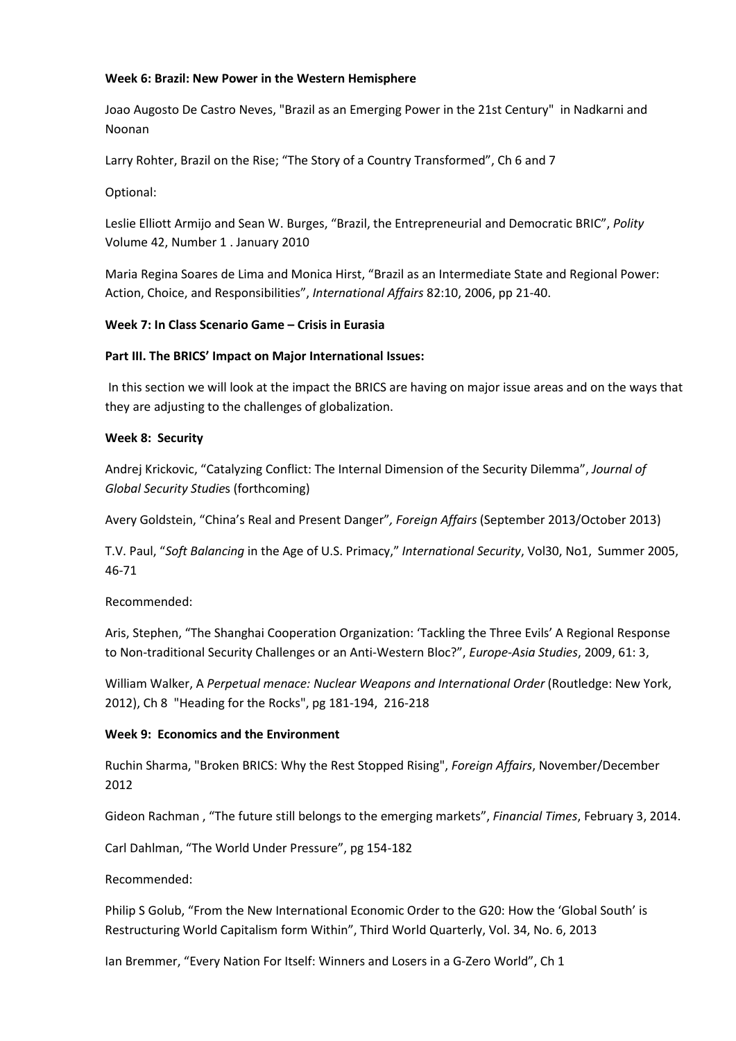**Week 6: Brazil: New Power in the Western Hemisphere**

Joao Augosto De Castro Neves, "Brazil as an Emerging Power in the 21st Century" in Nadkarni and Noonan

Larry Rohter, Brazil on the Rise; "The Story of a Country Transformed", Ch 6 and 7

Optional:

Leslie Elliott Armijo and Sean W. Burges, "Brazil, the Entrepreneurial and Democratic BRIC", *Polity* Volume 42, Number 1 . January 2010

Maria Regina Soares de Lima and Monica Hirst, "Brazil as an Intermediate State and Regional Power: Action, Choice, and Responsibilities", *International Affairs* 82:10, 2006, pp 21-40.

**Week 7: In Class Scenario Game – Crisis in Eurasia**

**Part III. The BRICS' Impact on Major International Issues:**

In this section we will look at the impact the BRICS are having on major issue areas and on the ways that they are adjusting to the challenges of globalization.

**Week 8: Security**

Andrej Krickovic, "Catalyzing Conflict: The Internal Dimension of the Security Dilemma", *Journal of Global Security Studies* (forthcoming)

Avery Goldstein, "China's Real and Present Danger"*, Foreign Affairs* (September 2013/October 2013)

T.V. Paul, "*Soft Balancing* in the Age of U.S. Primacy," *International Security*, Vol30, No1, Summer 2005, 46-71

Recommended:

Aris, Stephen, "The Shanghai Cooperation Organization: 'Tackling the Three Evils' A Regional Response to Non-traditional Security Challenges or an Anti-Western Bloc?", *Europe-Asia Studies*, 2009, 61: 3,

William Walker, A *Perpetual menace: Nuclear Weapons and International Order* (Routledge: New York, 2012), Ch 8 "Heading for the Rocks", pg 181-194, 216-218

**Week 9: Economics and the Environment**

Ruchin Sharma, "Broken BRICS: Why the Rest Stopped Rising", *Foreign Affairs*, November/December 2012

Gideon Rachman , "The future still belongs to the emerging markets", *Financial Times*, February 3, 2014.

Carl Dahlman, "The World Under Pressure", pg 154-182

Recommended:

Philip S Golub, "From the New International Economic Order to the G20: How the 'Global South' is Restructuring World Capitalism form Within", Third World Quarterly, Vol. 34, No. 6, 2013

Ian Bremmer, "Every Nation For Itself: Winners and Losers in a G-Zero World", Ch 1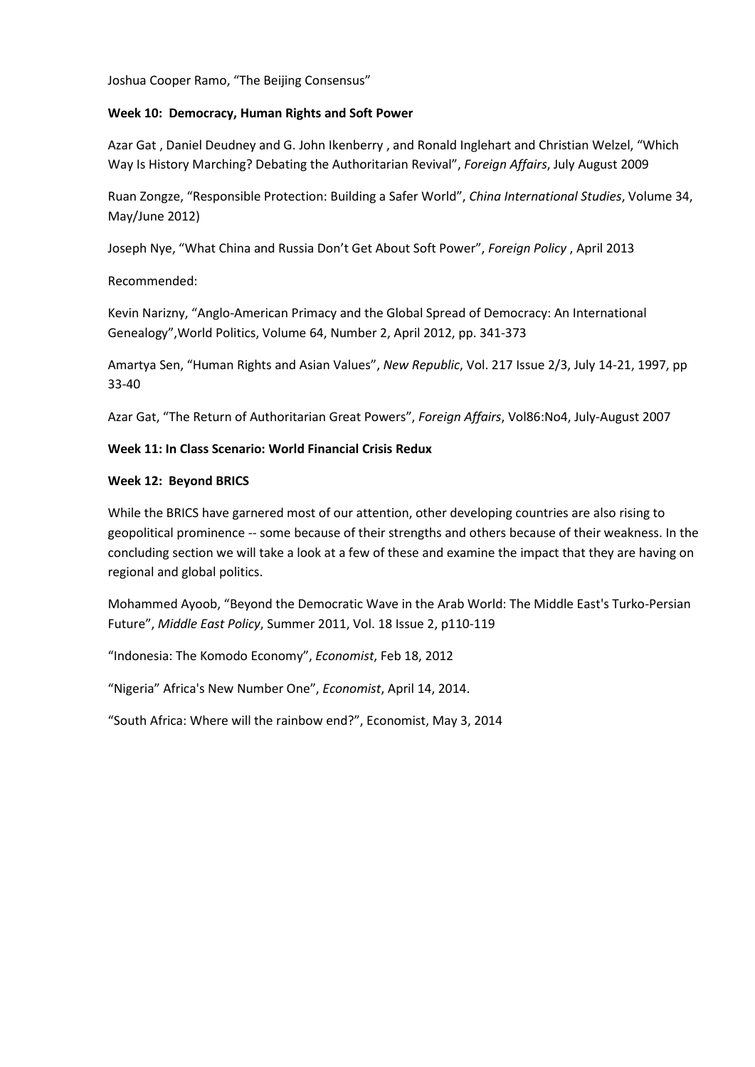Joshua Cooper Ramo, “The Beijing Consensus”

**Week 10: Democracy, Human Rights and Soft Power**

Azar Gat , Daniel Deudney and G. John Ikenberry , and Ronald Inglehart and Christian Welzel, “Which Way Is History Marching? Debating the Authoritarian Revival”, *Foreign Affairs*, July August 2009

Ruan Zongze, “Responsible Protection: Building a Safer World”, *China International Studies*, Volume 34, May/June 2012)

Joseph Nye, “What China and Russia Don’t Get About Soft Power”, *Foreign Policy* , April 2013

Recommended:

Kevin Narizny, “Anglo-American Primacy and the Global Spread of Democracy: An International Genealogy”,World Politics, Volume 64, Number 2, April 2012, pp. 341-373

Amartya Sen, “Human Rights and Asian Values”, *New Republic*, Vol. 217 Issue 2/3, July 14-21, 1997, pp 33-40

Azar Gat, “The Return of Authoritarian Great Powers”, *Foreign Affairs*, Vol86:No4, July-August 2007

**Week 11: In Class Scenario: World Financial Crisis Redux**

**Week 12: Beyond BRICS**

While the BRICS have garnered most of our attention, other developing countries are also rising to geopolitical prominence -- some because of their strengths and others because of their weakness. In the concluding section we will take a look at a few of these and examine the impact that they are having on regional and global politics.

Mohammed Ayoob, “Beyond the Democratic Wave in the Arab World: The Middle East's Turko-Persian Future”, *Middle East Policy*, Summer 2011, Vol. 18 Issue 2, p110-119

“Indonesia: The Komodo Economy”, *Economist*, Feb 18, 2012

“Nigeria” Africa's New Number One”, *Economist*, April 14, 2014.

“South Africa: Where will the rainbow end?”, Economist, May 3, 2014